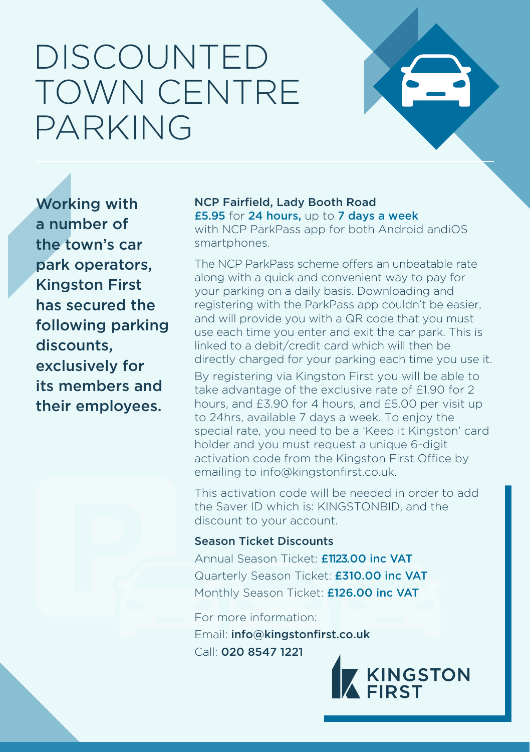# DISCOUNTED TOWN CENTRE PARKING

**Working with a number of the town's car park operators, Kingston First has secured the following parking discounts, exclusively for its members and their employees.**

**NCP Fairfield, Lady Booth Road**
**£5.95** for **24 hours,** up to **7 days a week**
with NCP ParkPass app for both Android andiOS smartphones.

The NCP ParkPass scheme offers an unbeatable rate along with a quick and convenient way to pay for your parking on a daily basis. Downloading and registering with the ParkPass app couldn't be easier, and will provide you with a QR code that you must use each time you enter and exit the car park. This is linked to a debit/credit card which will then be directly charged for your parking each time you use it.

By registering via Kingston First you will be able to take advantage of the exclusive rate of £1.90 for 2 hours, and £3.90 for 4 hours, and £5.00 per visit up to 24hrs, available 7 days a week. To enjoy the special rate, you need to be a 'Keep it Kingston' card holder and you must request a unique 6-digit activation code from the Kingston First Office by emailing to info@kingstonfirst.co.uk.

This activation code will be needed in order to add the Saver ID which is: KINGSTONBID, and the discount to your account.

**Season Ticket Discounts**

Annual Season Ticket: **£1123.00 inc VAT**
Quarterly Season Ticket: **£310.00 inc VAT**
Monthly Season Ticket: **£126.00 inc VAT**

For more information:
Email: **info@kingstonfirst.co.uk**
Call: **020 8547 1221**

KINGSTON FIRST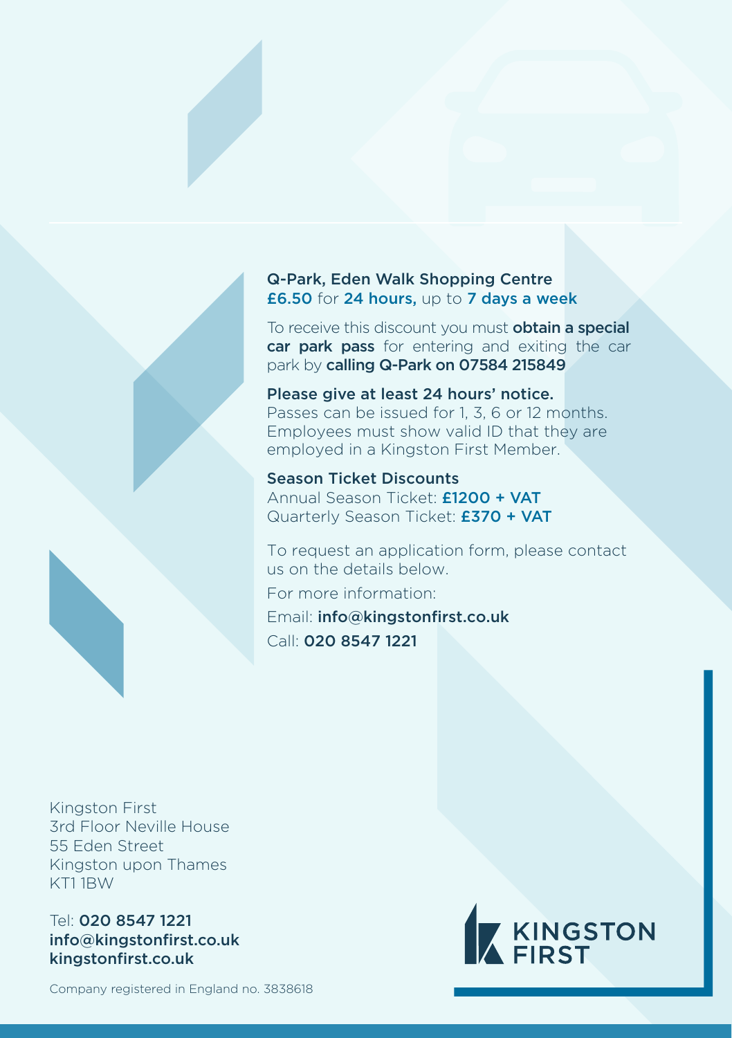**Q-Park, Eden Walk Shopping Centre**
**£6.50** for **24 hours,** up to **7 days a week**

To receive this discount you must **obtain a special car park pass** for entering and exiting the car park by **calling Q-Park on 07584 215849**

**Please give at least 24 hours' notice.**
Passes can be issued for 1, 3, 6 or 12 months. Employees must show valid ID that they are employed in a Kingston First Member.

**Season Ticket Discounts**
Annual Season Ticket: **£1200 + VAT**
Quarterly Season Ticket: **£370 + VAT**

To request an application form, please contact us on the details below.

For more information:

Email: **info@kingstonfirst.co.uk**

Call: **020 8547 1221**

Kingston First
3rd Floor Neville House
55 Eden Street
Kingston upon Thames
KT1 1BW

Tel: **020 8547 1221**
**info@kingstonfirst.co.uk**
**kingstonfirst.co.uk**

KINGSTON FIRST

Company registered in England no. 3838618